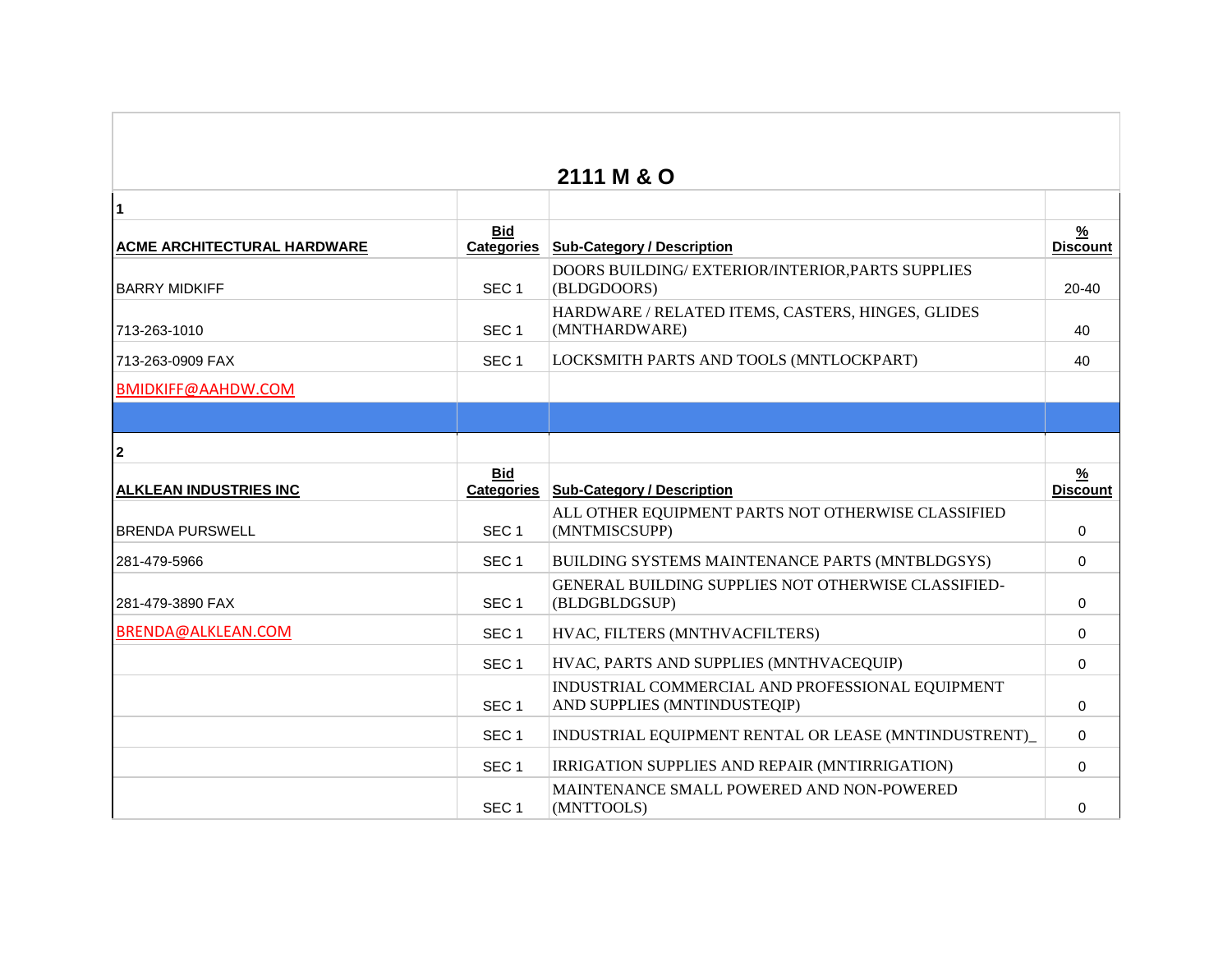# 2111 M & O

| 1 | | | |
|---|---|---|---|
| **ACME ARCHITECTURAL HARDWARE** | **Bid Categories** | **Sub-Category / Description** | **% Discount** |
| BARRY MIDKIFF | SEC 1 | DOORS BUILDING/ EXTERIOR/INTERIOR,PARTS SUPPLIES (BLDGDOORS) | 20-40 |
| 713-263-1010 | SEC 1 | HARDWARE / RELATED ITEMS, CASTERS, HINGES, GLIDES (MNTHARDWARE) | 40 |
| 713-263-0909 FAX | SEC 1 | LOCKSMITH PARTS AND TOOLS (MNTLOCKPART) | 40 |
| BMIDKIFF@AAHDW.COM | | | |
| | | | |
| 2 | | | |
| **ALKLEAN INDUSTRIES INC** | **Bid Categories** | **Sub-Category / Description** | **% Discount** |
| BRENDA PURSWELL | SEC 1 | ALL OTHER EQUIPMENT PARTS NOT OTHERWISE CLASSIFIED (MNTMISCSUPP) | 0 |
| 281-479-5966 | SEC 1 | BUILDING SYSTEMS MAINTENANCE PARTS (MNTBLDGSYS) | 0 |
| 281-479-3890 FAX | SEC 1 | GENERAL BUILDING SUPPLIES NOT OTHERWISE CLASSIFIED- (BLDGBLDGSUP) | 0 |
| BRENDA@ALKLEAN.COM | SEC 1 | HVAC, FILTERS (MNTHVACFILTERS) | 0 |
| | SEC 1 | HVAC, PARTS AND SUPPLIES (MNTHVACEQUIP) | 0 |
| | SEC 1 | INDUSTRIAL COMMERCIAL AND PROFESSIONAL EQUIPMENT AND SUPPLIES (MNTINDUSTEQIP) | 0 |
| | SEC 1 | INDUSTRIAL EQUIPMENT RENTAL OR LEASE (MNTINDUSTRENT)_ | 0 |
| | SEC 1 | IRRIGATION SUPPLIES AND REPAIR (MNTIRRIGATION) | 0 |
| | SEC 1 | MAINTENANCE SMALL POWERED AND NON-POWERED (MNTTOOLS) | 0 |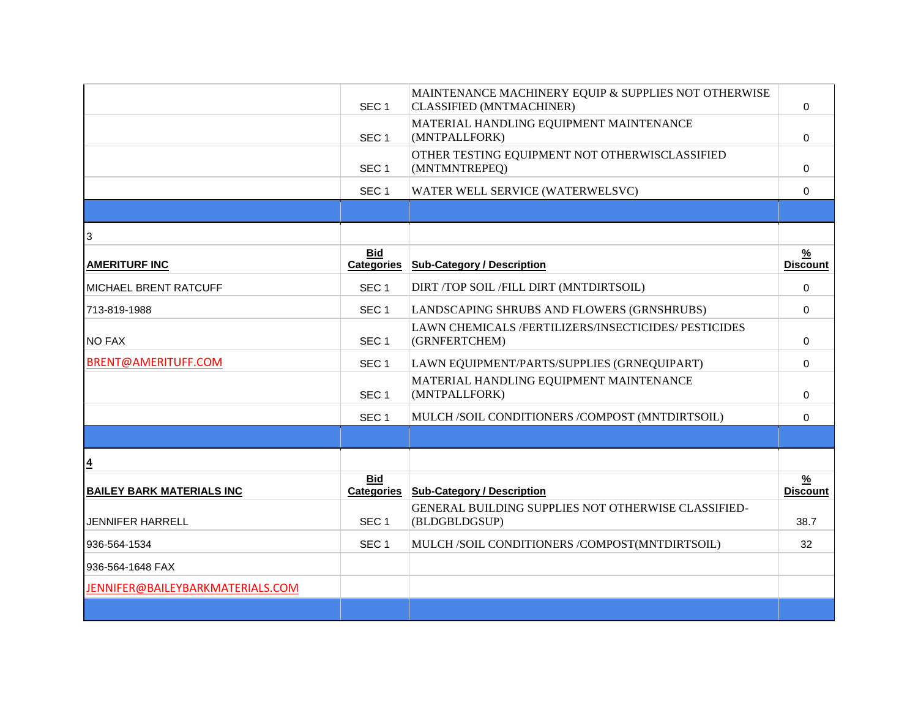| | | | |
|---|---|---|---|
| | SEC 1 | MAINTENANCE MACHINERY EQUIP & SUPPLIES NOT OTHERWISE CLASSIFIED (MNTMACHINER) | 0 |
| | SEC 1 | MATERIAL HANDLING EQUIPMENT MAINTENANCE (MNTPALLFORK) | 0 |
| | SEC 1 | OTHER TESTING EQUIPMENT NOT OTHERWISCLASSIFIED (MNTMNTREPEQ) | 0 |
| | SEC 1 | WATER WELL SERVICE (WATERWELSVC) | 0 |
| | | | |
| 3 | | | |
| **AMERITURF INC** | **Bid Categories** | **Sub-Category / Description** | **% Discount** |
| MICHAEL BRENT RATCUFF | SEC 1 | DIRT /TOP SOIL /FILL DIRT (MNTDIRTSOIL) | 0 |
| 713-819-1988 | SEC 1 | LANDSCAPING SHRUBS AND FLOWERS (GRNSHRUBS) | 0 |
| NO FAX | SEC 1 | LAWN CHEMICALS /FERTILIZERS/INSECTICIDES/ PESTICIDES (GRNFERTCHEM) | 0 |
| BRENT@AMERITUFF.COM | SEC 1 | LAWN EQUIPMENT/PARTS/SUPPLIES (GRNEQUIPART) | 0 |
| | SEC 1 | MATERIAL HANDLING EQUIPMENT MAINTENANCE (MNTPALLFORK) | 0 |
| | SEC 1 | MULCH /SOIL CONDITIONERS /COMPOST (MNTDIRTSOIL) | 0 |
| | | | |
| 4 | | | |
| **BAILEY BARK MATERIALS INC** | **Bid Categories** | **Sub-Category / Description** | **% Discount** |
| JENNIFER HARRELL | SEC 1 | GENERAL BUILDING SUPPLIES NOT OTHERWISE CLASSIFIED-(BLDGBLDGSUP) | 38.7 |
| 936-564-1534 | SEC 1 | MULCH /SOIL CONDITIONERS /COMPOST(MNTDIRTSOIL) | 32 |
| 936-564-1648 FAX | | | |
| JENNIFER@BAILEYBARKMATERIALS.COM | | | |
| | | | |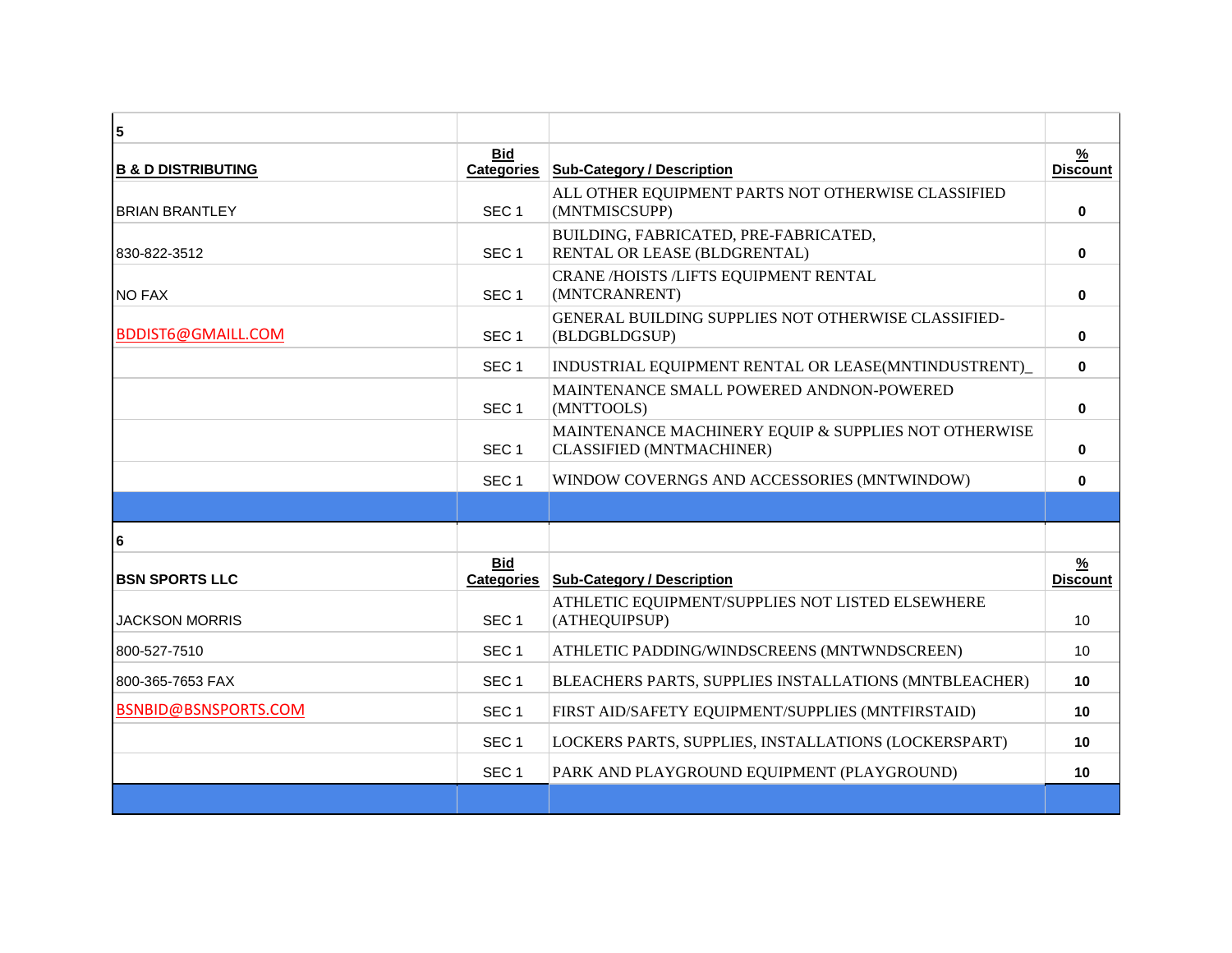| 5 | | | |
|---|---|---|---|
| **B & D DISTRIBUTING** | **Bid Categories** | **Sub-Category / Description** | **% Discount** |
| BRIAN BRANTLEY | SEC 1 | ALL OTHER EQUIPMENT PARTS NOT OTHERWISE CLASSIFIED (MNTMISCSUPP) | **0** |
| 830-822-3512 | SEC 1 | BUILDING, FABRICATED, PRE-FABRICATED, RENTAL OR LEASE (BLDGRENTAL) | **0** |
| NO FAX | SEC 1 | CRANE /HOISTS /LIFTS EQUIPMENT RENTAL (MNTCRANRENT) | **0** |
| BDDIST6@GMAILL.COM | SEC 1 | GENERAL BUILDING SUPPLIES NOT OTHERWISE CLASSIFIED-(BLDGBLDGSUP) | **0** |
| | SEC 1 | INDUSTRIAL EQUIPMENT RENTAL OR LEASE(MNTINDUSTRENT)_ | **0** |
| | SEC 1 | MAINTENANCE SMALL POWERED ANDNON-POWERED (MNTTOOLS) | **0** |
| | SEC 1 | MAINTENANCE MACHINERY EQUIP & SUPPLIES NOT OTHERWISE CLASSIFIED (MNTMACHINER) | **0** |
| | SEC 1 | WINDOW COVERNGS AND ACCESSORIES (MNTWINDOW) | **0** |

| 6 | | | |
|---|---|---|---|
| **BSN SPORTS LLC** | **Bid Categories** | **Sub-Category / Description** | **% Discount** |
| JACKSON MORRIS | SEC 1 | ATHLETIC EQUIPMENT/SUPPLIES NOT LISTED ELSEWHERE (ATHEQUIPSUP) | 10 |
| 800-527-7510 | SEC 1 | ATHLETIC PADDING/WINDSCREENS (MNTWNDSCREEN) | 10 |
| 800-365-7653 FAX | SEC 1 | BLEACHERS PARTS, SUPPLIES INSTALLATIONS (MNTBLEACHER) | **10** |
| BSNBID@BSNSPORTS.COM | SEC 1 | FIRST AID/SAFETY EQUIPMENT/SUPPLIES (MNTFIRSTAID) | **10** |
| | SEC 1 | LOCKERS PARTS, SUPPLIES, INSTALLATIONS (LOCKERSPART) | **10** |
| | SEC 1 | PARK AND PLAYGROUND EQUIPMENT (PLAYGROUND) | **10** |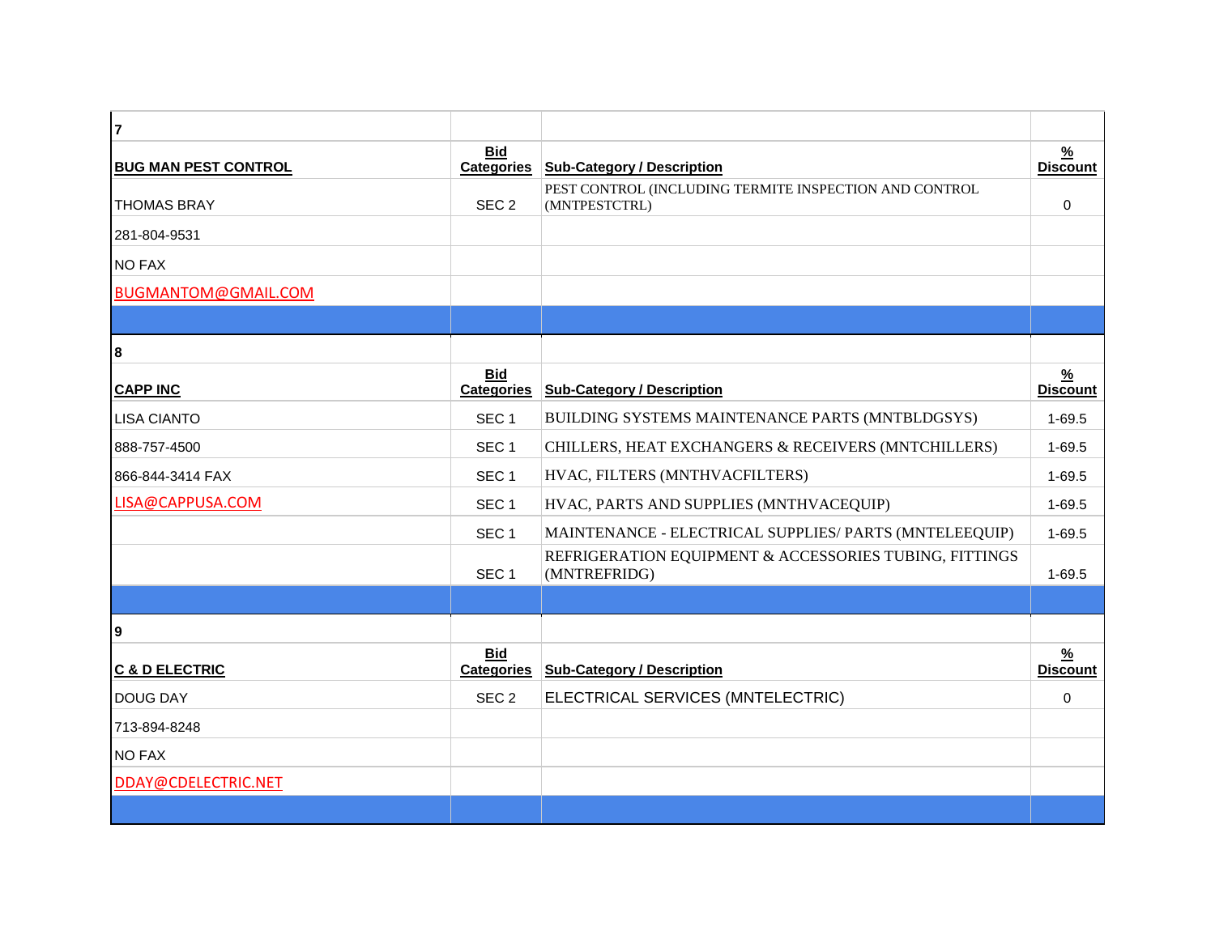| 7 | | | |
|---|---|---|---|
| **BUG MAN PEST CONTROL** | **Bid Categories** | **Sub-Category / Description** | **% Discount** |
| THOMAS BRAY | SEC 2 | PEST CONTROL (INCLUDING TERMITE INSPECTION AND CONTROL (MNTPESTCTRL) | 0 |
| 281-804-9531 | | | |
| NO FAX | | | |
| BUGMANTOM@GMAIL.COM | | | |

| 8 | | | |
|---|---|---|---|
| **CAPP INC** | **Bid Categories** | **Sub-Category / Description** | **% Discount** |
| LISA CIANTO | SEC 1 | BUILDING SYSTEMS MAINTENANCE PARTS (MNTBLDGSYS) | 1-69.5 |
| 888-757-4500 | SEC 1 | CHILLERS, HEAT EXCHANGERS & RECEIVERS (MNTCHILLERS) | 1-69.5 |
| 866-844-3414 FAX | SEC 1 | HVAC, FILTERS (MNTHVACFILTERS) | 1-69.5 |
| LISA@CAPPUSA.COM | SEC 1 | HVAC, PARTS AND SUPPLIES (MNTHVACEQUIP) | 1-69.5 |
| | SEC 1 | MAINTENANCE - ELECTRICAL SUPPLIES/ PARTS (MNTELEEQUIP) | 1-69.5 |
| | SEC 1 | REFRIGERATION EQUIPMENT & ACCESSORIES TUBING, FITTINGS (MNTREFRIDG) | 1-69.5 |

| 9 | | | |
|---|---|---|---|
| **C & D ELECTRIC** | **Bid Categories** | **Sub-Category / Description** | **% Discount** |
| DOUG DAY | SEC 2 | ELECTRICAL SERVICES (MNTELECTRIC) | 0 |
| 713-894-8248 | | | |
| NO FAX | | | |
| DDAY@CDELECTRIC.NET | | | |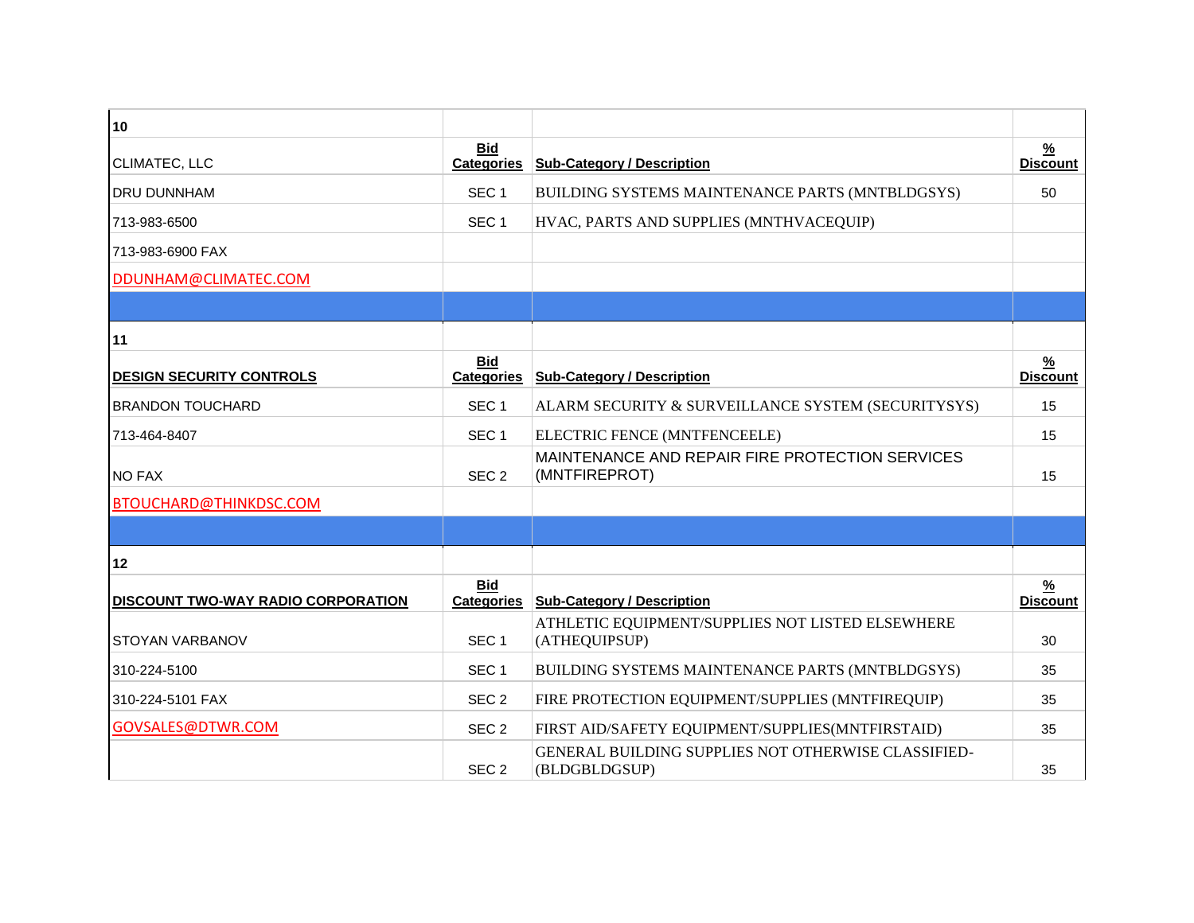| 10 | | | |
|---|---|---|---|
| CLIMATEC, LLC | **Bid Categories** | **Sub-Category / Description** | **% Discount** |
| DRU DUNNHAM | SEC 1 | BUILDING SYSTEMS MAINTENANCE PARTS (MNTBLDGSYS) | 50 |
| 713-983-6500 | SEC 1 | HVAC, PARTS AND SUPPLIES (MNTHVACEQUIP) | |
| 713-983-6900 FAX | | | |
| DDUNHAM@CLIMATEC.COM | | | |
| | | | |
| **11** | | | |
| **DESIGN SECURITY CONTROLS** | **Bid Categories** | **Sub-Category / Description** | **% Discount** |
| BRANDON TOUCHARD | SEC 1 | ALARM SECURITY & SURVEILLANCE SYSTEM (SECURITYSYS) | 15 |
| 713-464-8407 | SEC 1 | ELECTRIC FENCE (MNTFENCEELE) | 15 |
| NO FAX | SEC 2 | MAINTENANCE AND REPAIR FIRE PROTECTION SERVICES (MNTFIREPROT) | 15 |
| BTOUCHARD@THINKDSC.COM | | | |
| | | | |
| **12** | | | |
| **DISCOUNT TWO-WAY RADIO CORPORATION** | **Bid Categories** | **Sub-Category / Description** | **% Discount** |
| STOYAN VARBANOV | SEC 1 | ATHLETIC EQUIPMENT/SUPPLIES NOT LISTED ELSEWHERE (ATHEQUIPSUP) | 30 |
| 310-224-5100 | SEC 1 | BUILDING SYSTEMS MAINTENANCE PARTS (MNTBLDGSYS) | 35 |
| 310-224-5101 FAX | SEC 2 | FIRE PROTECTION EQUIPMENT/SUPPLIES (MNTFIREQUIP) | 35 |
| GOVSALES@DTWR.COM | SEC 2 | FIRST AID/SAFETY EQUIPMENT/SUPPLIES(MNTFIRSTAID) | 35 |
| | SEC 2 | GENERAL BUILDING SUPPLIES NOT OTHERWISE CLASSIFIED-(BLDGBLDGSUP) | 35 |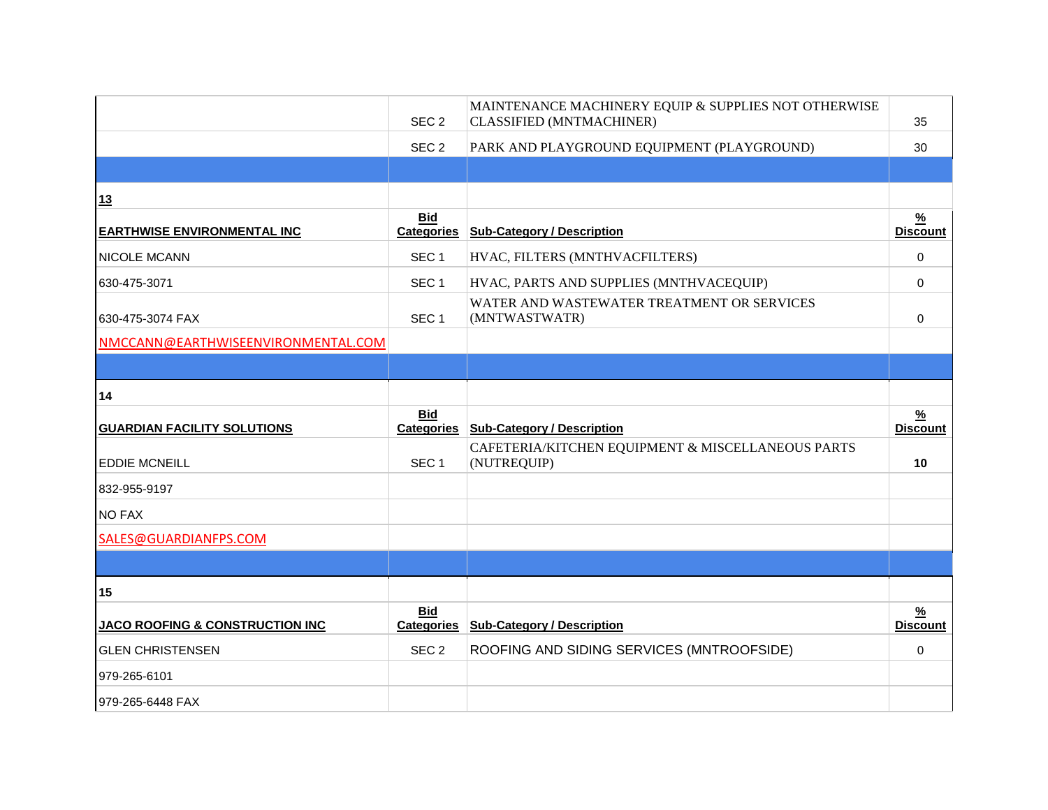| | | | |
|---|---|---|---|
| | SEC 2 | MAINTENANCE MACHINERY EQUIP & SUPPLIES NOT OTHERWISE CLASSIFIED (MNTMACHINER) | 35 |
| | SEC 2 | PARK AND PLAYGROUND EQUIPMENT (PLAYGROUND) | 30 |
| | | | |
| **13** | | | |
| **EARTHWISE ENVIRONMENTAL INC** | **Bid Categories** | **Sub-Category / Description** | **% Discount** |
| NICOLE MCANN | SEC 1 | HVAC, FILTERS (MNTHVACFILTERS) | 0 |
| 630-475-3071 | SEC 1 | HVAC, PARTS AND SUPPLIES (MNTHVACEQUIP) | 0 |
| 630-475-3074 FAX | SEC 1 | WATER AND WASTEWATER TREATMENT OR SERVICES (MNTWASTWATR) | 0 |
| NMCCANN@EARTHWISEENVIRONMENTAL.COM | | | |
| | | | |
| **14** | | | |
| **GUARDIAN FACILITY SOLUTIONS** | **Bid Categories** | **Sub-Category / Description** | **% Discount** |
| EDDIE MCNEILL | SEC 1 | CAFETERIA/KITCHEN EQUIPMENT & MISCELLANEOUS PARTS (NUTREQUIP) | **10** |
| 832-955-9197 | | | |
| NO FAX | | | |
| SALES@GUARDIANFPS.COM | | | |
| | | | |
| **15** | | | |
| **JACO ROOFING & CONSTRUCTION INC** | **Bid Categories** | **Sub-Category / Description** | **% Discount** |
| GLEN CHRISTENSEN | SEC 2 | ROOFING AND SIDING SERVICES (MNTROOFSIDE) | 0 |
| 979-265-6101 | | | |
| 979-265-6448 FAX | | | |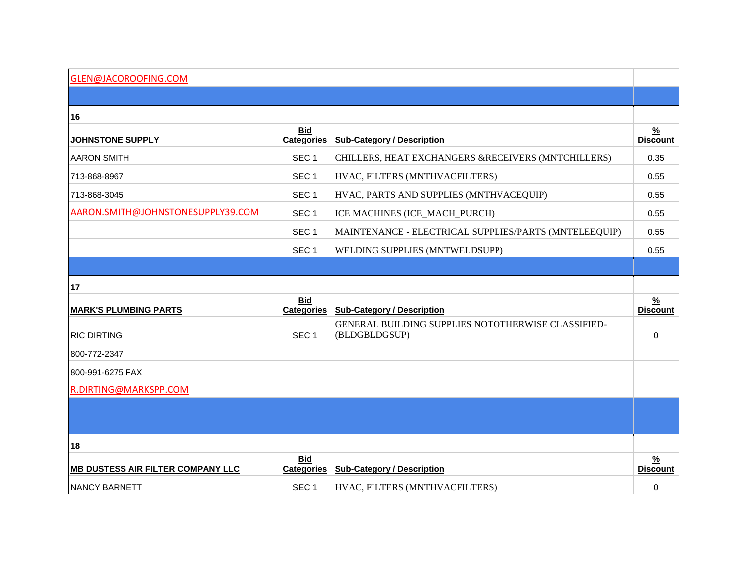| GLEN@JACOROOFING.COM | | | |
|---|---|---|---|
| | | | |
| **16** | | | |
| **JOHNSTONE SUPPLY** | **Bid Categories** | **Sub-Category / Description** | **% Discount** |
| AARON SMITH | SEC 1 | CHILLERS, HEAT EXCHANGERS &RECEIVERS (MNTCHILLERS) | 0.35 |
| 713-868-8967 | SEC 1 | HVAC, FILTERS (MNTHVACFILTERS) | 0.55 |
| 713-868-3045 | SEC 1 | HVAC, PARTS AND SUPPLIES (MNTHVACEQUIP) | 0.55 |
| AARON.SMITH@JOHNSTONESUPPLY39.COM | SEC 1 | ICE MACHINES (ICE_MACH_PURCH) | 0.55 |
| | SEC 1 | MAINTENANCE - ELECTRICAL SUPPLIES/PARTS (MNTELEEQUIP) | 0.55 |
| | SEC 1 | WELDING SUPPLIES (MNTWELDSUPP) | 0.55 |
| | | | |
| **17** | | | |
| **MARK'S PLUMBING PARTS** | **Bid Categories** | **Sub-Category / Description** | **% Discount** |
| RIC DIRTING | SEC 1 | GENERAL BUILDING SUPPLIES NOTOTHERWISE CLASSIFIED-(BLDGBLDGSUP) | 0 |
| 800-772-2347 | | | |
| 800-991-6275 FAX | | | |
| R.DIRTING@MARKSPP.COM | | | |
| | | | |
| | | | |
| **18** | | | |
| **MB DUSTESS AIR FILTER COMPANY LLC** | **Bid Categories** | **Sub-Category / Description** | **% Discount** |
| NANCY BARNETT | SEC 1 | HVAC, FILTERS (MNTHVACFILTERS) | 0 |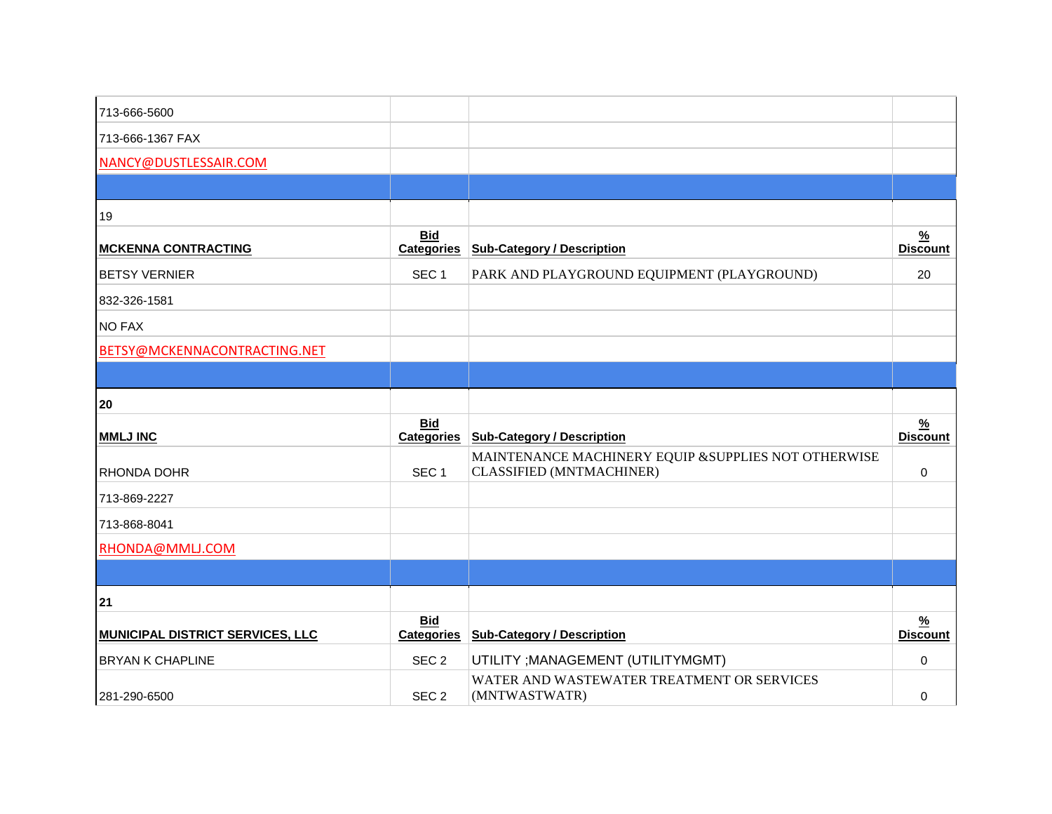| | | | |
|---|---|---|---|
| 713-666-5600 | | | |
| 713-666-1367 FAX | | | |
| NANCY@DUSTLESSAIR.COM | | | |
| | | | |
| 19 | | | |
| **MCKENNA CONTRACTING** | **Bid Categories** | **Sub-Category / Description** | **% Discount** |
| BETSY VERNIER | SEC 1 | PARK AND PLAYGROUND EQUIPMENT (PLAYGROUND) | 20 |
| 832-326-1581 | | | |
| NO FAX | | | |
| BETSY@MCKENNACONTRACTING.NET | | | |
| | | | |
| **20** | | | |
| **MMLJ INC** | **Bid Categories** | **Sub-Category / Description** | **% Discount** |
| RHONDA DOHR | SEC 1 | MAINTENANCE MACHINERY EQUIP &SUPPLIES NOT OTHERWISE CLASSIFIED (MNTMACHINER) | 0 |
| 713-869-2227 | | | |
| 713-868-8041 | | | |
| RHONDA@MMLJ.COM | | | |
| | | | |
| **21** | | | |
| **MUNICIPAL DISTRICT SERVICES, LLC** | **Bid Categories** | **Sub-Category / Description** | **% Discount** |
| BRYAN K CHAPLINE | SEC 2 | UTILITY ;MANAGEMENT (UTILITYMGMT) | 0 |
| 281-290-6500 | SEC 2 | WATER AND WASTEWATER TREATMENT OR SERVICES (MNTWASTWATR) | 0 |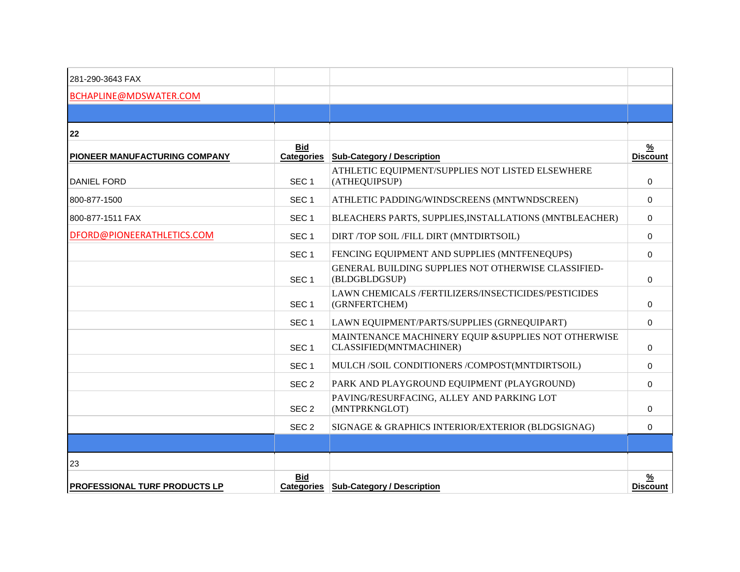| | | | |
|---|---|---|---|
| 281-290-3643 FAX | | | |
| BCHAPLINE@MDSWATER.COM | | | |
| | | | |
| **22** | | | |
| **PIONEER MANUFACTURING COMPANY** | **Bid Categories** | **Sub-Category / Description** | **% Discount** |
| DANIEL FORD | SEC 1 | ATHLETIC EQUIPMENT/SUPPLIES NOT LISTED ELSEWHERE (ATHEQUIPSUP) | 0 |
| 800-877-1500 | SEC 1 | ATHLETIC PADDING/WINDSCREENS (MNTWNDSCREEN) | 0 |
| 800-877-1511 FAX | SEC 1 | BLEACHERS PARTS, SUPPLIES,INSTALLATIONS (MNTBLEACHER) | 0 |
| DFORD@PIONEERATHLETICS.COM | SEC 1 | DIRT /TOP SOIL /FILL DIRT (MNTDIRTSOIL) | 0 |
| | SEC 1 | FENCING EQUIPMENT AND SUPPLIES (MNTFENEQUPS) | 0 |
| | SEC 1 | GENERAL BUILDING SUPPLIES NOT OTHERWISE CLASSIFIED-(BLDGBLDGSUP) | 0 |
| | SEC 1 | LAWN CHEMICALS /FERTILIZERS/INSECTICIDES/PESTICIDES (GRNFERTCHEM) | 0 |
| | SEC 1 | LAWN EQUIPMENT/PARTS/SUPPLIES (GRNEQUIPART) | 0 |
| | SEC 1 | MAINTENANCE MACHINERY EQUIP &SUPPLIES NOT OTHERWISE CLASSIFIED(MNTMACHINER) | 0 |
| | SEC 1 | MULCH /SOIL CONDITIONERS /COMPOST(MNTDIRTSOIL) | 0 |
| | SEC 2 | PARK AND PLAYGROUND EQUIPMENT (PLAYGROUND) | 0 |
| | SEC 2 | PAVING/RESURFACING, ALLEY AND PARKING LOT (MNTPRKNGLOT) | 0 |
| | SEC 2 | SIGNAGE & GRAPHICS INTERIOR/EXTERIOR (BLDGSIGNAG) | 0 |
| | | | |
| 23 | | | |
| **PROFESSIONAL TURF PRODUCTS LP** | **Bid Categories** | **Sub-Category / Description** | **% Discount** |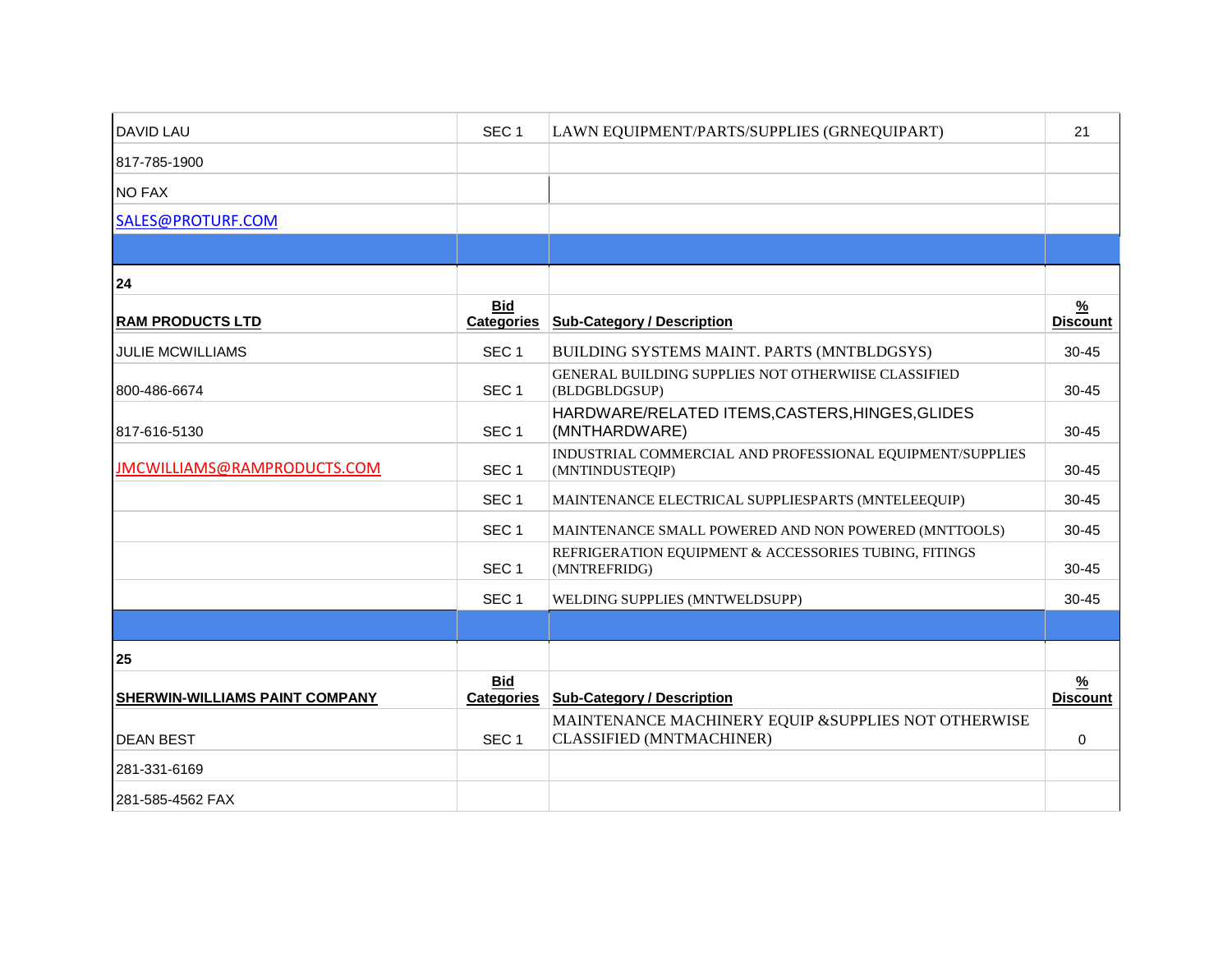| | | | |
|---|---|---|---|
| DAVID LAU | SEC 1 | LAWN EQUIPMENT/PARTS/SUPPLIES (GRNEQUIPART) | 21 |
| 817-785-1900 | | | |
| NO FAX | | | |
| SALES@PROTURF.COM | | | |
| | | | |
| **24** | | | |
| **RAM PRODUCTS LTD** | **Bid Categories** | **Sub-Category / Description** | **% Discount** |
| JULIE MCWILLIAMS | SEC 1 | BUILDING SYSTEMS MAINT. PARTS (MNTBLDGSYS) | 30-45 |
| 800-486-6674 | SEC 1 | GENERAL BUILDING SUPPLIES NOT OTHERWIISE CLASSIFIED (BLDGBLDGSUP) | 30-45 |
| 817-616-5130 | SEC 1 | HARDWARE/RELATED ITEMS,CASTERS,HINGES,GLIDES (MNTHARDWARE) | 30-45 |
| JMCWILLIAMS@RAMPRODUCTS.COM | SEC 1 | INDUSTRIAL COMMERCIAL AND PROFESSIONAL EQUIPMENT/SUPPLIES (MNTINDUSTEQIP) | 30-45 |
| | SEC 1 | MAINTENANCE ELECTRICAL SUPPLIESPARTS (MNTELEEQUIP) | 30-45 |
| | SEC 1 | MAINTENANCE SMALL POWERED AND NON POWERED (MNTTOOLS) | 30-45 |
| | SEC 1 | REFRIGERATION EQUIPMENT & ACCESSORIES TUBING, FITINGS (MNTREFRIDG) | 30-45 |
| | SEC 1 | WELDING SUPPLIES (MNTWELDSUPP) | 30-45 |
| | | | |
| **25** | | | |
| **SHERWIN-WILLIAMS PAINT COMPANY** | **Bid Categories** | **Sub-Category / Description** | **% Discount** |
| DEAN BEST | SEC 1 | MAINTENANCE MACHINERY EQUIP &SUPPLIES NOT OTHERWISE CLASSIFIED (MNTMACHINER) | 0 |
| 281-331-6169 | | | |
| 281-585-4562 FAX | | | |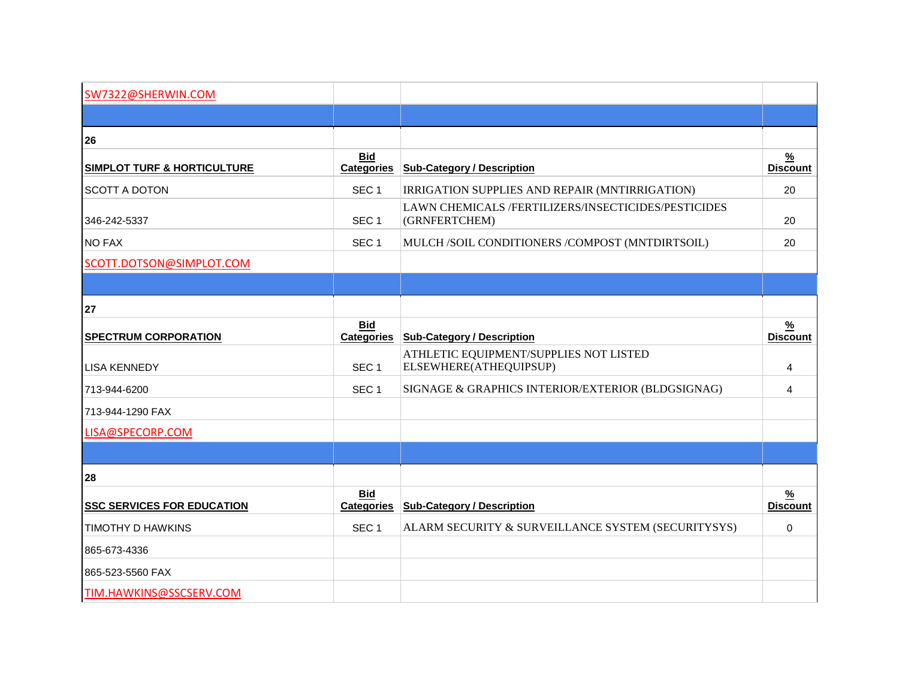| SW7322@SHERWIN.COM | | | |
|---|---|---|---|
| | | | |
| **26** | | | |
| **SIMPLOT TURF & HORTICULTURE** | **Bid Categories** | **Sub-Category / Description** | **% Discount** |
| SCOTT A DOTON | SEC 1 | IRRIGATION SUPPLIES AND REPAIR (MNTIRRIGATION) | 20 |
| 346-242-5337 | SEC 1 | LAWN CHEMICALS /FERTILIZERS/INSECTICIDES/PESTICIDES (GRNFERTCHEM) | 20 |
| NO FAX | SEC 1 | MULCH /SOIL CONDITIONERS /COMPOST (MNTDIRTSOIL) | 20 |
| SCOTT.DOTSON@SIMPLOT.COM | | | |
| | | | |
| **27** | | | |
| **SPECTRUM CORPORATION** | **Bid Categories** | **Sub-Category / Description** | **% Discount** |
| LISA KENNEDY | SEC 1 | ATHLETIC EQUIPMENT/SUPPLIES NOT LISTED ELSEWHERE(ATHEQUIPSUP) | 4 |
| 713-944-6200 | SEC 1 | SIGNAGE & GRAPHICS INTERIOR/EXTERIOR (BLDGSIGNAG) | 4 |
| 713-944-1290 FAX | | | |
| LISA@SPECORP.COM | | | |
| | | | |
| **28** | | | |
| **SSC SERVICES FOR EDUCATION** | **Bid Categories** | **Sub-Category / Description** | **% Discount** |
| TIMOTHY D HAWKINS | SEC 1 | ALARM SECURITY & SURVEILLANCE SYSTEM (SECURITYSYS) | 0 |
| 865-673-4336 | | | |
| 865-523-5560 FAX | | | |
| TIM.HAWKINS@SSCSERV.COM | | | |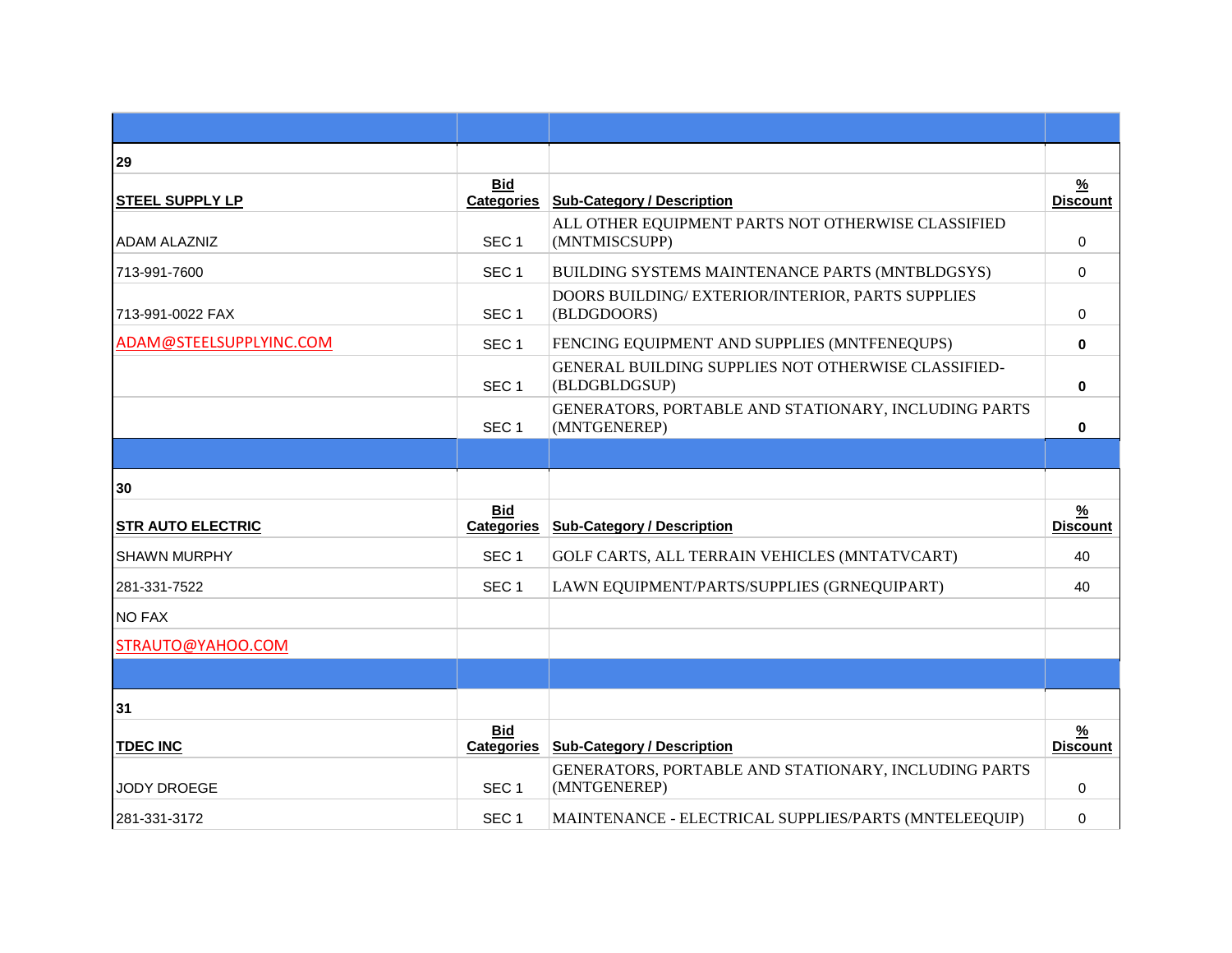| | | | |
|---|---|---|---|
| **29** | | | |
| **STEEL SUPPLY LP** | **Bid Categories** | **Sub-Category / Description** | **% Discount** |
| ADAM ALAZNIZ | SEC 1 | ALL OTHER EQUIPMENT PARTS NOT OTHERWISE CLASSIFIED (MNTMISCSUPP) | 0 |
| 713-991-7600 | SEC 1 | BUILDING SYSTEMS MAINTENANCE PARTS (MNTBLDGSYS) | 0 |
| 713-991-0022 FAX | SEC 1 | DOORS BUILDING/ EXTERIOR/INTERIOR, PARTS SUPPLIES (BLDGDOORS) | 0 |
| ADAM@STEELSUPPLYINC.COM | SEC 1 | FENCING EQUIPMENT AND SUPPLIES (MNTFENEQUPS) | **0** |
| | SEC 1 | GENERAL BUILDING SUPPLIES NOT OTHERWISE CLASSIFIED-(BLDGBLDGSUP) | **0** |
| | SEC 1 | GENERATORS, PORTABLE AND STATIONARY, INCLUDING PARTS (MNTGENEREP) | **0** |
| | | | |
| **30** | | | |
| **STR AUTO ELECTRIC** | **Bid Categories** | **Sub-Category / Description** | **% Discount** |
| SHAWN MURPHY | SEC 1 | GOLF CARTS, ALL TERRAIN VEHICLES (MNTATVCART) | 40 |
| 281-331-7522 | SEC 1 | LAWN EQUIPMENT/PARTS/SUPPLIES (GRNEQUIPART) | 40 |
| NO FAX | | | |
| STRAUTO@YAHOO.COM | | | |
| | | | |
| **31** | | | |
| **TDEC INC** | **Bid Categories** | **Sub-Category / Description** | **% Discount** |
| JODY DROEGE | SEC 1 | GENERATORS, PORTABLE AND STATIONARY, INCLUDING PARTS (MNTGENEREP) | 0 |
| 281-331-3172 | SEC 1 | MAINTENANCE - ELECTRICAL SUPPLIES/PARTS (MNTELEEQUIP) | 0 |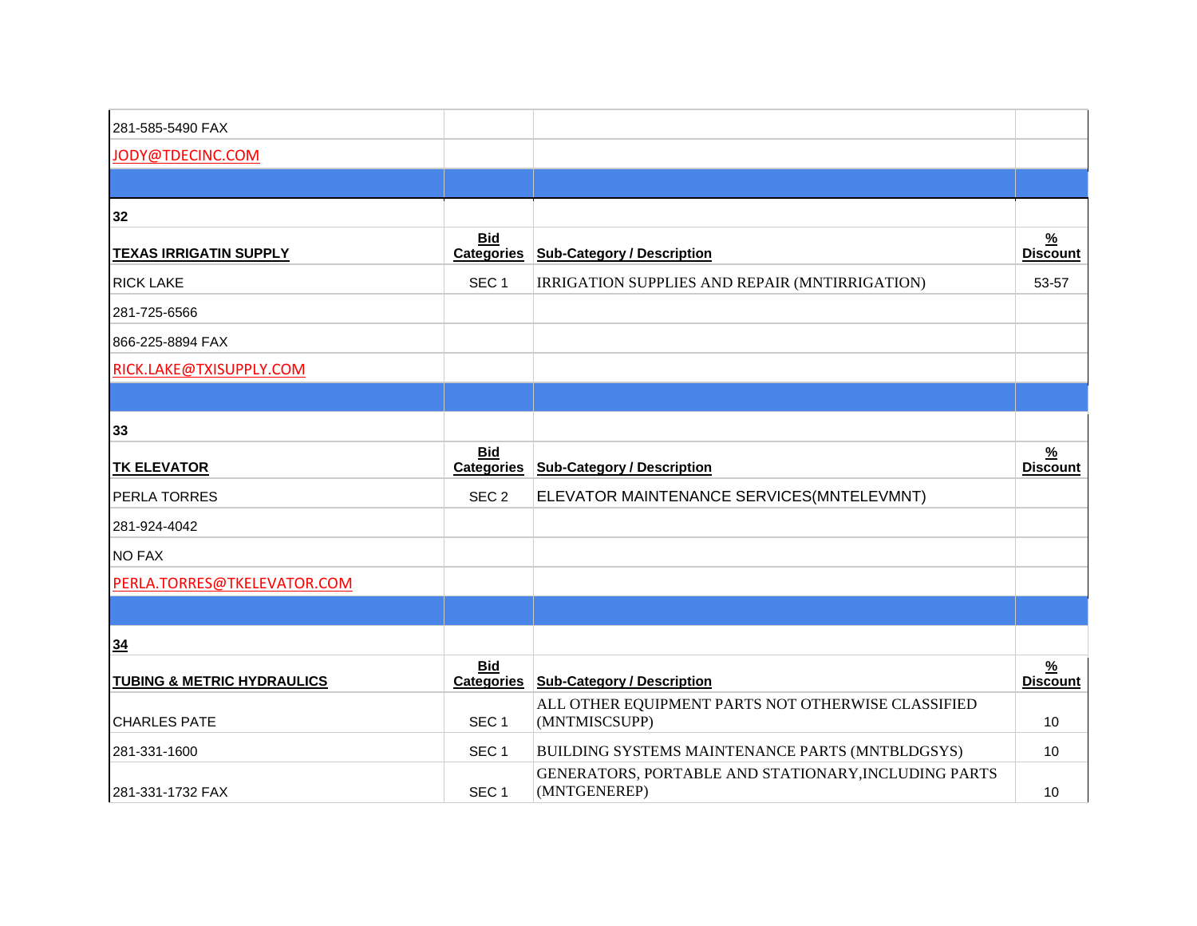| | | | |
|---|---|---|---|
| 281-585-5490 FAX | | | |
| JODY@TDECINC.COM | | | |
| | | | |
| **32** | | | |
| **TEXAS IRRIGATIN SUPPLY** | **Bid Categories** | **Sub-Category / Description** | **% Discount** |
| RICK LAKE | SEC 1 | IRRIGATION SUPPLIES AND REPAIR (MNTIRRIGATION) | 53-57 |
| 281-725-6566 | | | |
| 866-225-8894 FAX | | | |
| RICK.LAKE@TXISUPPLY.COM | | | |
| | | | |
| **33** | | | |
| **TK ELEVATOR** | **Bid Categories** | **Sub-Category / Description** | **% Discount** |
| PERLA TORRES | SEC 2 | ELEVATOR MAINTENANCE SERVICES(MNTELEVMNT) | |
| 281-924-4042 | | | |
| NO FAX | | | |
| PERLA.TORRES@TKELEVATOR.COM | | | |
| | | | |
| **34** | | | |
| **TUBING & METRIC HYDRAULICS** | **Bid Categories** | **Sub-Category / Description** | **% Discount** |
| CHARLES PATE | SEC 1 | ALL OTHER EQUIPMENT PARTS NOT OTHERWISE CLASSIFIED (MNTMISCSUPP) | 10 |
| 281-331-1600 | SEC 1 | BUILDING SYSTEMS MAINTENANCE PARTS (MNTBLDGSYS) | 10 |
| 281-331-1732 FAX | SEC 1 | GENERATORS, PORTABLE AND STATIONARY,INCLUDING PARTS (MNTGENEREP) | 10 |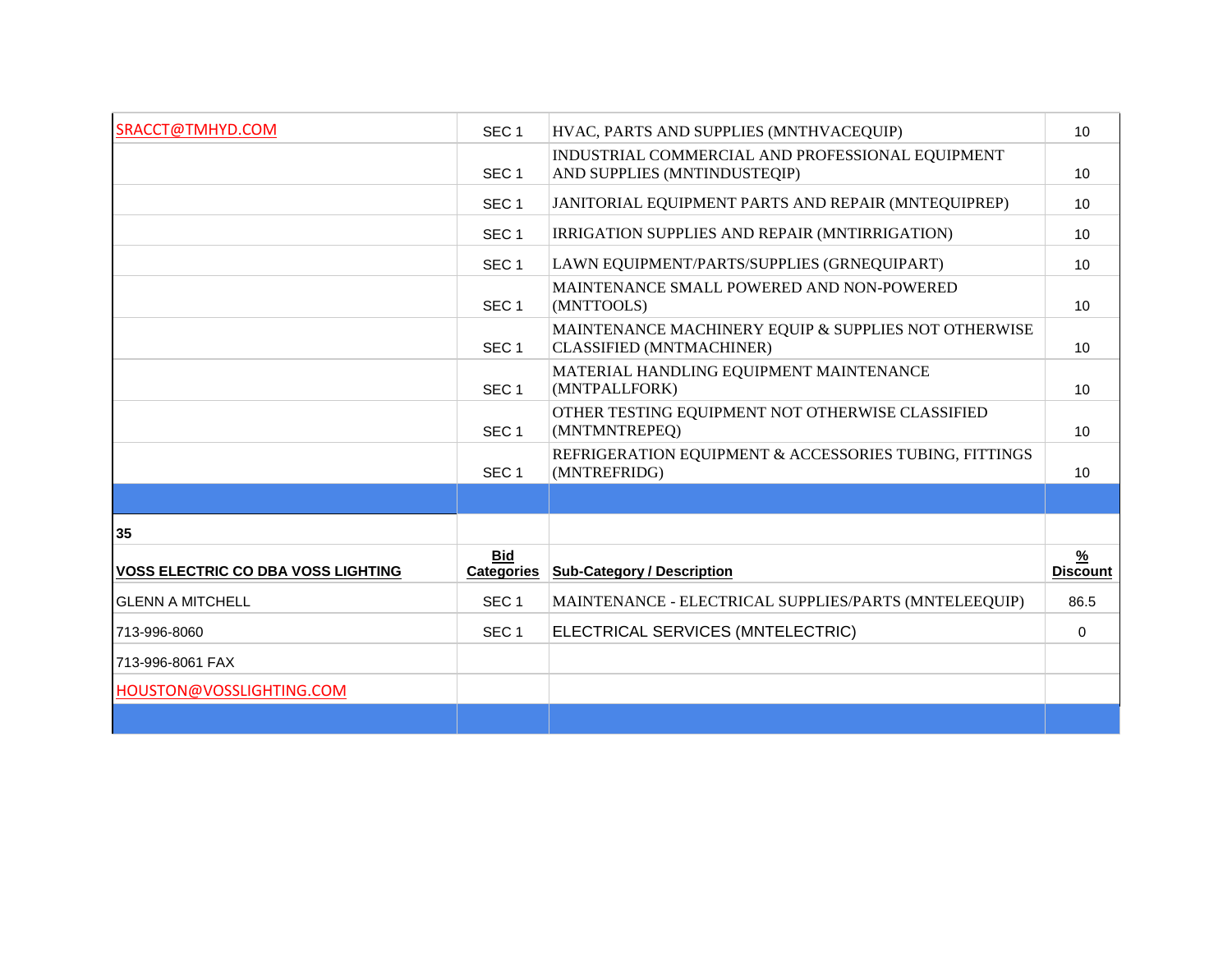| | | | |
|---|---|---|---|
| SRACCT@TMHYD.COM | SEC 1 | HVAC, PARTS AND SUPPLIES (MNTHVACEQUIP) | 10 |
| | SEC 1 | INDUSTRIAL COMMERCIAL AND PROFESSIONAL EQUIPMENT AND SUPPLIES (MNTINDUSTEQIP) | 10 |
| | SEC 1 | JANITORIAL EQUIPMENT PARTS AND REPAIR (MNTEQUIPREP) | 10 |
| | SEC 1 | IRRIGATION SUPPLIES AND REPAIR (MNTIRRIGATION) | 10 |
| | SEC 1 | LAWN EQUIPMENT/PARTS/SUPPLIES (GRNEQUIPART) | 10 |
| | SEC 1 | MAINTENANCE SMALL POWERED AND NON-POWERED (MNTTOOLS) | 10 |
| | SEC 1 | MAINTENANCE MACHINERY EQUIP & SUPPLIES NOT OTHERWISE CLASSIFIED (MNTMACHINER) | 10 |
| | SEC 1 | MATERIAL HANDLING EQUIPMENT MAINTENANCE (MNTPALLFORK) | 10 |
| | SEC 1 | OTHER TESTING EQUIPMENT NOT OTHERWISE CLASSIFIED (MNTMNTREPEQ) | 10 |
| | SEC 1 | REFRIGERATION EQUIPMENT & ACCESSORIES TUBING, FITTINGS (MNTREFRIDG) | 10 |
| | | | |
| **35** | | | |
| **VOSS ELECTRIC CO DBA VOSS LIGHTING** | **Bid Categories** | **Sub-Category / Description** | **% Discount** |
| GLENN A MITCHELL | SEC 1 | MAINTENANCE - ELECTRICAL SUPPLIES/PARTS (MNTELEEQUIP) | 86.5 |
| 713-996-8060 | SEC 1 | ELECTRICAL SERVICES (MNTELECTRIC) | 0 |
| 713-996-8061 FAX | | | |
| HOUSTON@VOSSLIGHTING.COM | | | |
| | | | |